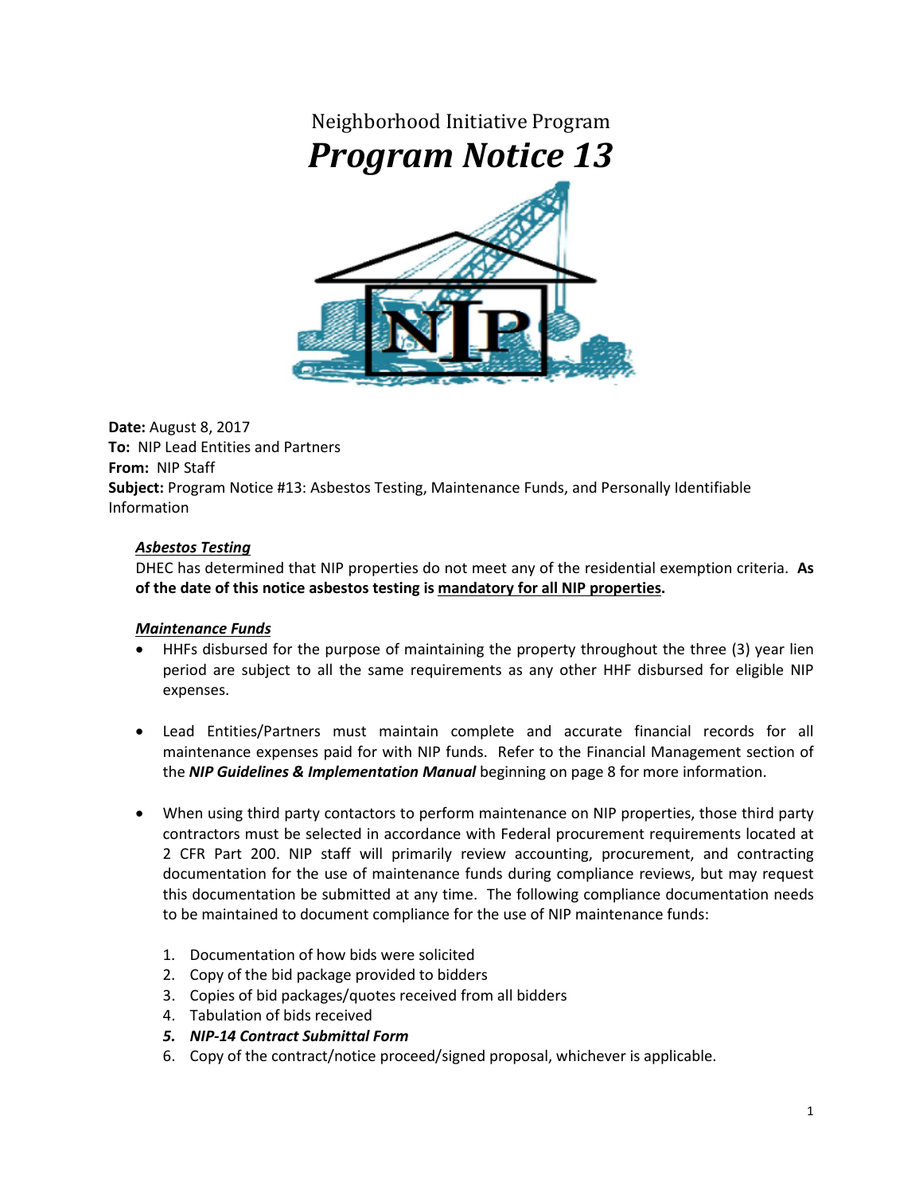# Neighborhood Initiative Program

# *Program Notice 13*

**Date:** August 8, 2017
**To:** NIP Lead Entities and Partners
**From:** NIP Staff
**Subject:** Program Notice #13: Asbestos Testing, Maintenance Funds, and Personally Identifiable Information

### ***Asbestos Testing***

DHEC has determined that NIP properties do not meet any of the residential exemption criteria. **As of the date of this notice asbestos testing is mandatory for all NIP properties.**

### ***Maintenance Funds***

- HHFs disbursed for the purpose of maintaining the property throughout the three (3) year lien period are subject to all the same requirements as any other HHF disbursed for eligible NIP expenses.
- Lead Entities/Partners must maintain complete and accurate financial records for all maintenance expenses paid for with NIP funds. Refer to the Financial Management section of the ***NIP Guidelines & Implementation Manual*** beginning on page 8 for more information.
- When using third party contactors to perform maintenance on NIP properties, those third party contractors must be selected in accordance with Federal procurement requirements located at 2 CFR Part 200. NIP staff will primarily review accounting, procurement, and contracting documentation for the use of maintenance funds during compliance reviews, but may request this documentation be submitted at any time. The following compliance documentation needs to be maintained to document compliance for the use of NIP maintenance funds:

  1. Documentation of how bids were solicited
  2. Copy of the bid package provided to bidders
  3. Copies of bid packages/quotes received from all bidders
  4. Tabulation of bids received
  5. ***NIP-14 Contract Submittal Form***
  6. Copy of the contract/notice proceed/signed proposal, whichever is applicable.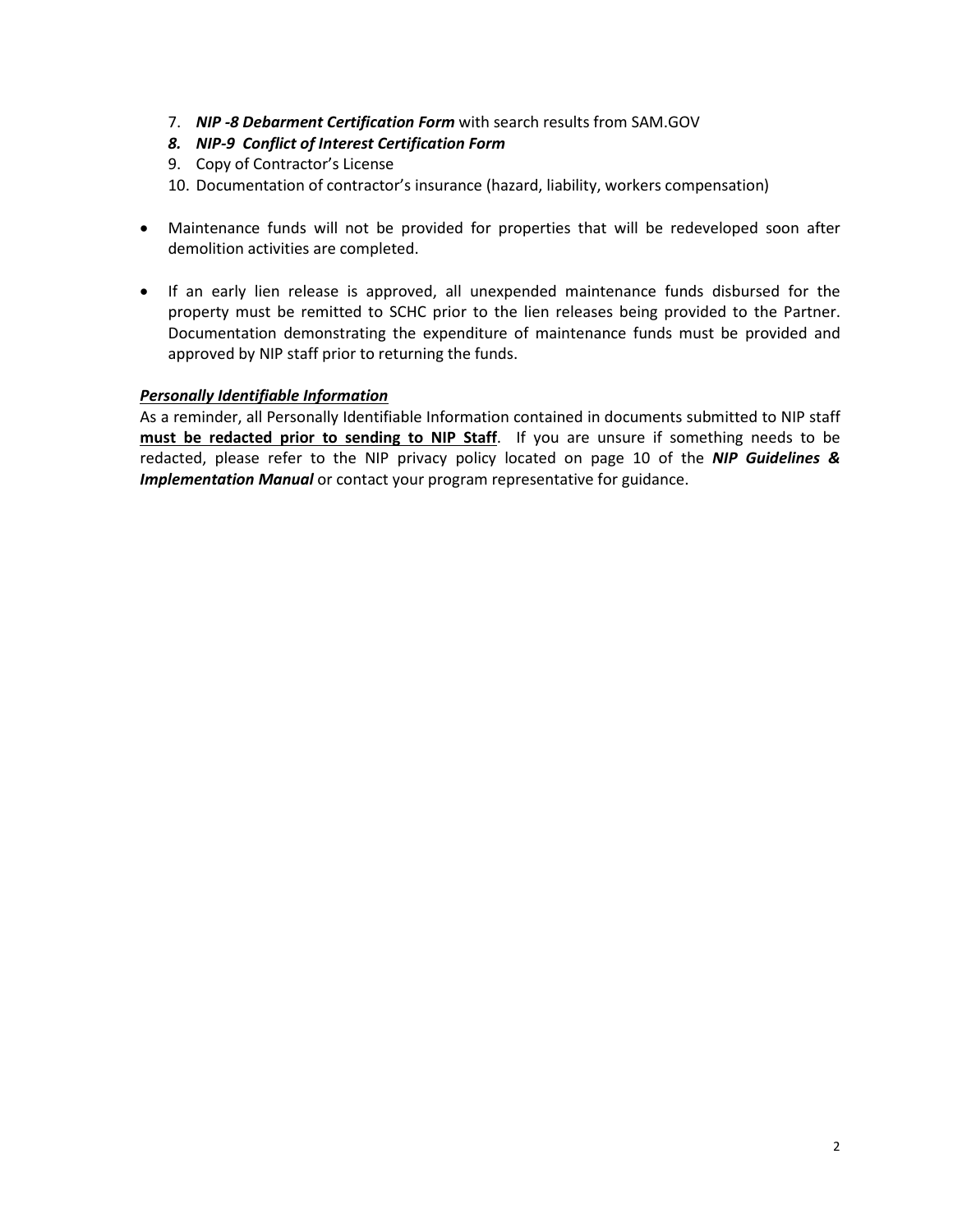7. ***NIP -8 Debarment Certification Form*** with search results from SAM.GOV
8. ***NIP-9 Conflict of Interest Certification Form***
9. Copy of Contractor's License
10. Documentation of contractor's insurance (hazard, liability, workers compensation)

- Maintenance funds will not be provided for properties that will be redeveloped soon after demolition activities are completed.

- If an early lien release is approved, all unexpended maintenance funds disbursed for the property must be remitted to SCHC prior to the lien releases being provided to the Partner. Documentation demonstrating the expenditure of maintenance funds must be provided and approved by NIP staff prior to returning the funds.

***Personally Identifiable Information***

As a reminder, all Personally Identifiable Information contained in documents submitted to NIP staff **must be redacted prior to sending to NIP Staff**. If you are unsure if something needs to be redacted, please refer to the NIP privacy policy located on page 10 of the ***NIP Guidelines & Implementation Manual*** or contact your program representative for guidance.